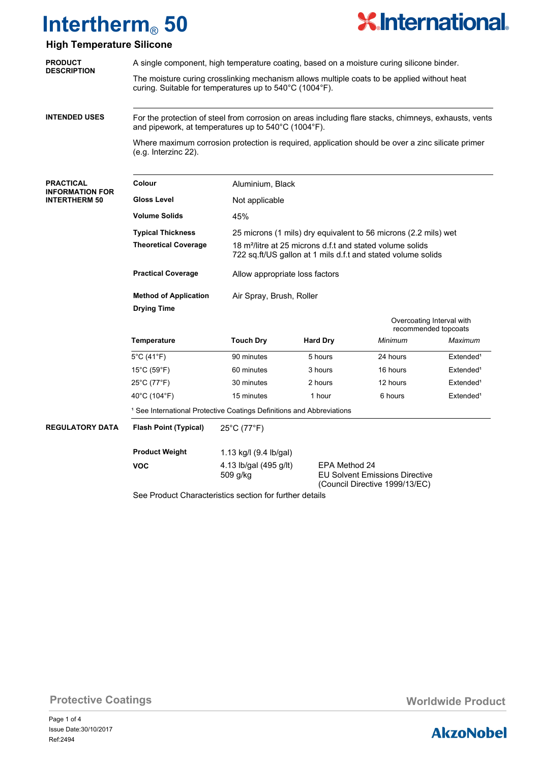# Intertherm® 50

## High Temperature Silicone

**PRODUCT DESCRIPTION**

A single component, high temperature coating, based on a moisture curing silicone binder.

The moisture curing crosslinking mechanism allows multiple coats to be applied without heat curing. Suitable for temperatures up to 540°C (1004°F).

**INTENDED USES**

For the protection of steel from corrosion on areas including flare stacks, chimneys, exhausts, vents and pipework, at temperatures up to 540°C (1004°F).

Where maximum corrosion protection is required, application should be over a zinc silicate primer (e.g. Interzinc 22).

**PRACTICAL INFORMATION FOR INTERTHERM 50**

| | |
|---|---|
| **Colour** | Aluminium, Black |
| **Gloss Level** | Not applicable |
| **Volume Solids** | 45% |
| **Typical Thickness** | 25 microns (1 mils) dry equivalent to 56 microns (2.2 mils) wet |
| **Theoretical Coverage** | 18 m²/litre at 25 microns d.f.t and stated volume solids<br>722 sq.ft/US gallon at 1 mils d.f.t and stated volume solids |
| **Practical Coverage** | Allow appropriate loss factors |
| **Method of Application** | Air Spray, Brush, Roller |

**Drying Time**

| | | | Overcoating Interval with recommended topcoats | |
|---|---|---|---|---|
| **Temperature** | **Touch Dry** | **Hard Dry** | *Minimum* | *Maximum* |
| 5°C (41°F) | 90 minutes | 5 hours | 24 hours | Extended[1] |
| 15°C (59°F) | 60 minutes | 3 hours | 16 hours | Extended[1] |
| 25°C (77°F) | 30 minutes | 2 hours | 12 hours | Extended[1] |
| 40°C (104°F) | 15 minutes | 1 hour | 6 hours | Extended[1] |

[1] See International Protective Coatings Definitions and Abbreviations

**REGULATORY DATA**

| | | |
|---|---|---|
| **Flash Point (Typical)** | 25°C (77°F) | |
| **Product Weight** | 1.13 kg/l (9.4 lb/gal) | |
| **VOC** | 4.13 lb/gal (495 g/lt) | EPA Method 24 |
| | 509 g/kg | EU Solvent Emissions Directive (Council Directive 1999/13/EC) |

See Product Characteristics section for further details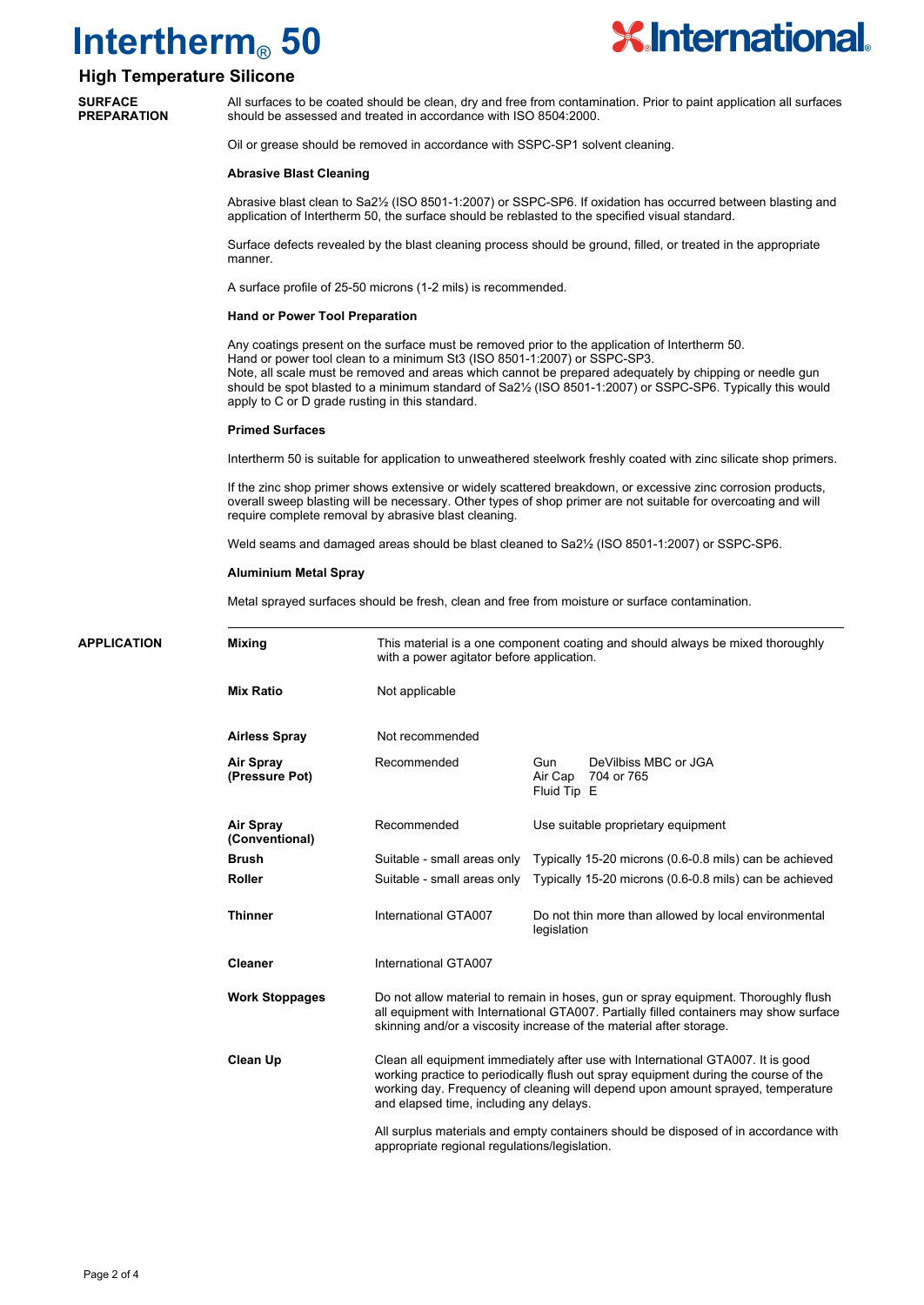# Intertherm® 50

## High Temperature Silicone

### SURFACE PREPARATION

All surfaces to be coated should be clean, dry and free from contamination. Prior to paint application all surfaces should be assessed and treated in accordance with ISO 8504:2000.

Oil or grease should be removed in accordance with SSPC-SP1 solvent cleaning.

**Abrasive Blast Cleaning**

Abrasive blast clean to Sa2½ (ISO 8501-1:2007) or SSPC-SP6. If oxidation has occurred between blasting and application of Intertherm 50, the surface should be reblasted to the specified visual standard.

Surface defects revealed by the blast cleaning process should be ground, filled, or treated in the appropriate manner.

A surface profile of 25-50 microns (1-2 mils) is recommended.

**Hand or Power Tool Preparation**

Any coatings present on the surface must be removed prior to the application of Intertherm 50.
Hand or power tool clean to a minimum St3 (ISO 8501-1:2007) or SSPC-SP3.
Note, all scale must be removed and areas which cannot be prepared adequately by chipping or needle gun should be spot blasted to a minimum standard of Sa2½ (ISO 8501-1:2007) or SSPC-SP6. Typically this would apply to C or D grade rusting in this standard.

**Primed Surfaces**

Intertherm 50 is suitable for application to unweathered steelwork freshly coated with zinc silicate shop primers.

If the zinc shop primer shows extensive or widely scattered breakdown, or excessive zinc corrosion products, overall sweep blasting will be necessary. Other types of shop primer are not suitable for overcoating and will require complete removal by abrasive blast cleaning.

Weld seams and damaged areas should be blast cleaned to Sa2½ (ISO 8501-1:2007) or SSPC-SP6.

**Aluminium Metal Spray**

Metal sprayed surfaces should be fresh, clean and free from moisture or surface contamination.

### APPLICATION

| | | |
|---|---|---|
| **Mixing** | This material is a one component coating and should always be mixed thoroughly with a power agitator before application. | |
| **Mix Ratio** | Not applicable | |
| **Airless Spray** | Not recommended | |
| **Air Spray (Pressure Pot)** | Recommended | Gun DeVilbiss MBC or JGA<br>Air Cap 704 or 765<br>Fluid Tip E |
| **Air Spray (Conventional)** | Recommended | Use suitable proprietary equipment |
| **Brush** | Suitable - small areas only | Typically 15-20 microns (0.6-0.8 mils) can be achieved |
| **Roller** | Suitable - small areas only | Typically 15-20 microns (0.6-0.8 mils) can be achieved |
| **Thinner** | International GTA007 | Do not thin more than allowed by local environmental legislation |
| **Cleaner** | International GTA007 | |
| **Work Stoppages** | Do not allow material to remain in hoses, gun or spray equipment. Thoroughly flush all equipment with International GTA007. Partially filled containers may show surface skinning and/or a viscosity increase of the material after storage. | |
| **Clean Up** | Clean all equipment immediately after use with International GTA007. It is good working practice to periodically flush out spray equipment during the course of the working day. Frequency of cleaning will depend upon amount sprayed, temperature and elapsed time, including any delays.<br><br>All surplus materials and empty containers should be disposed of in accordance with appropriate regional regulations/legislation. | |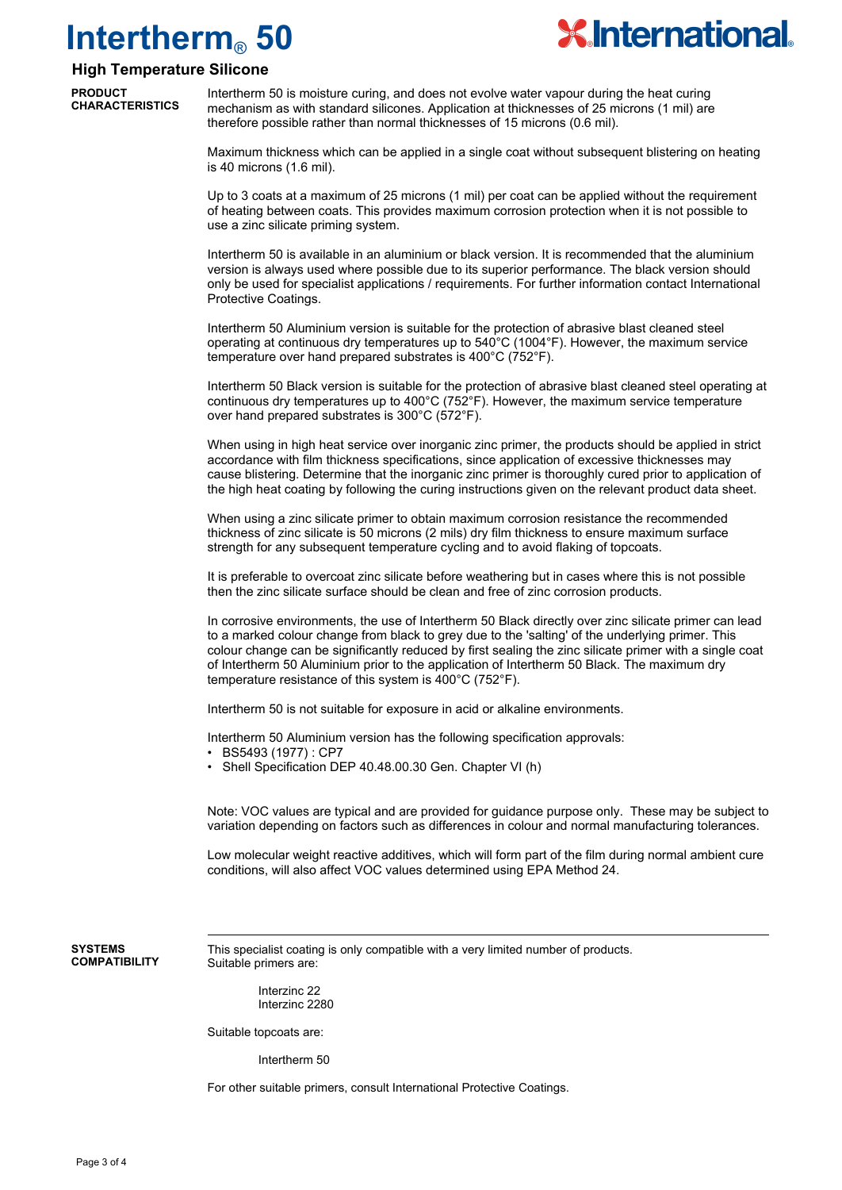# Intertherm® 50

## High Temperature Silicone

**PRODUCT CHARACTERISTICS**

Intertherm 50 is moisture curing, and does not evolve water vapour during the heat curing mechanism as with standard silicones. Application at thicknesses of 25 microns (1 mil) are therefore possible rather than normal thicknesses of 15 microns (0.6 mil).

Maximum thickness which can be applied in a single coat without subsequent blistering on heating is 40 microns (1.6 mil).

Up to 3 coats at a maximum of 25 microns (1 mil) per coat can be applied without the requirement of heating between coats. This provides maximum corrosion protection when it is not possible to use a zinc silicate priming system.

Intertherm 50 is available in an aluminium or black version. It is recommended that the aluminium version is always used where possible due to its superior performance. The black version should only be used for specialist applications / requirements. For further information contact International Protective Coatings.

Intertherm 50 Aluminium version is suitable for the protection of abrasive blast cleaned steel operating at continuous dry temperatures up to 540°C (1004°F). However, the maximum service temperature over hand prepared substrates is 400°C (752°F).

Intertherm 50 Black version is suitable for the protection of abrasive blast cleaned steel operating at continuous dry temperatures up to 400°C (752°F). However, the maximum service temperature over hand prepared substrates is 300°C (572°F).

When using in high heat service over inorganic zinc primer, the products should be applied in strict accordance with film thickness specifications, since application of excessive thicknesses may cause blistering. Determine that the inorganic zinc primer is thoroughly cured prior to application of the high heat coating by following the curing instructions given on the relevant product data sheet.

When using a zinc silicate primer to obtain maximum corrosion resistance the recommended thickness of zinc silicate is 50 microns (2 mils) dry film thickness to ensure maximum surface strength for any subsequent temperature cycling and to avoid flaking of topcoats.

It is preferable to overcoat zinc silicate before weathering but in cases where this is not possible then the zinc silicate surface should be clean and free of zinc corrosion products.

In corrosive environments, the use of Intertherm 50 Black directly over zinc silicate primer can lead to a marked colour change from black to grey due to the 'salting' of the underlying primer. This colour change can be significantly reduced by first sealing the zinc silicate primer with a single coat of Intertherm 50 Aluminium prior to the application of Intertherm 50 Black. The maximum dry temperature resistance of this system is 400°C (752°F).

Intertherm 50 is not suitable for exposure in acid or alkaline environments.

Intertherm 50 Aluminium version has the following specification approvals:

- BS5493 (1977) : CP7
- Shell Specification DEP 40.48.00.30 Gen. Chapter VI (h)

Note: VOC values are typical and are provided for guidance purpose only. These may be subject to variation depending on factors such as differences in colour and normal manufacturing tolerances.

Low molecular weight reactive additives, which will form part of the film during normal ambient cure conditions, will also affect VOC values determined using EPA Method 24.

---

**SYSTEMS COMPATIBILITY**

This specialist coating is only compatible with a very limited number of products. Suitable primers are:

Interzinc 22
Interzinc 2280

Suitable topcoats are:

Intertherm 50

For other suitable primers, consult International Protective Coatings.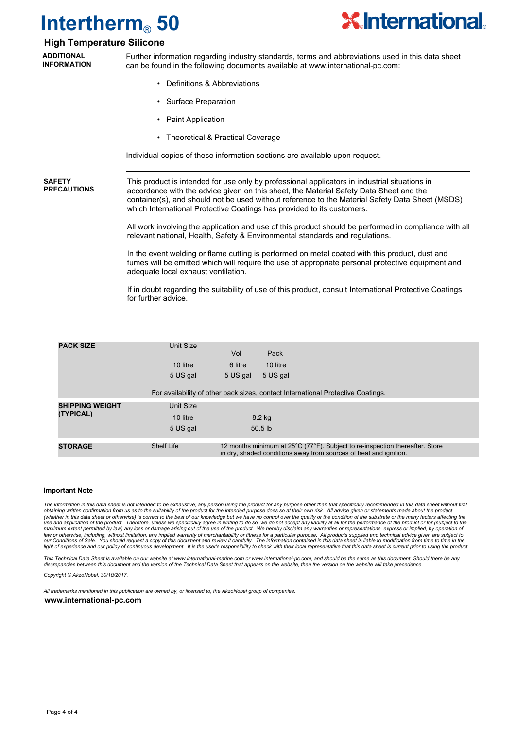# Intertherm® 50

## High Temperature Silicone

**ADDITIONAL INFORMATION**

Further information regarding industry standards, terms and abbreviations used in this data sheet can be found in the following documents available at www.international-pc.com:

- Definitions & Abbreviations
- Surface Preparation
- Paint Application
- Theoretical & Practical Coverage

Individual copies of these information sections are available upon request.

**SAFETY PRECAUTIONS**

This product is intended for use only by professional applicators in industrial situations in accordance with the advice given on this sheet, the Material Safety Data Sheet and the container(s), and should not be used without reference to the Material Safety Data Sheet (MSDS) which International Protective Coatings has provided to its customers.

All work involving the application and use of this product should be performed in compliance with all relevant national, Health, Safety & Environmental standards and regulations.

In the event welding or flame cutting is performed on metal coated with this product, dust and fumes will be emitted which will require the use of appropriate personal protective equipment and adequate local exhaust ventilation.

If in doubt regarding the suitability of use of this product, consult International Protective Coatings for further advice.

| | | | |
|---|---|---|---|
| **PACK SIZE** | Unit Size | Vol | Pack |
| | 10 litre | 6 litre | 10 litre |
| | 5 US gal | 5 US gal | 5 US gal |

For availability of other pack sizes, contact International Protective Coatings.

| | | |
|---|---|---|
| **SHIPPING WEIGHT (TYPICAL)** | Unit Size | |
| | 10 litre | 8.2 kg |
| | 5 US gal | 50.5 lb |

| | | |
|---|---|---|
| **STORAGE** | Shelf Life | 12 months minimum at 25°C (77°F). Subject to re-inspection thereafter. Store in dry, shaded conditions away from sources of heat and ignition. |

**Important Note**

*The information in this data sheet is not intended to be exhaustive; any person using the product for any purpose other than that specifically recommended in this data sheet without first obtaining written confirmation from us as to the suitability of the product for the intended purpose does so at their own risk. All advice given or statements made about the product (whether in this data sheet or otherwise) is correct to the best of our knowledge but we have no control over the quality or the condition of the substrate or the many factors affecting the use and application of the product. Therefore, unless we specifically agree in writing to do so, we do not accept any liability at all for the performance of the product or for (subject to the maximum extent permitted by law) any loss or damage arising out of the use of the product. We hereby disclaim any warranties or representations, express or implied, by operation of law or otherwise, including, without limitation, any implied warranty of merchantability or fitness for a particular purpose. All products supplied and technical advice given are subject to our Conditions of Sale. You should request a copy of this document and review it carefully. The information contained in this data sheet is liable to modification from time to time in the light of experience and our policy of continuous development. It is the user's responsibility to check with their local representative that this data sheet is current prior to using the product.*

*This Technical Data Sheet is available on our website at www.international-marine.com or www.international-pc.com, and should be the same as this document. Should there be any discrepancies between this document and the version of the Technical Data Sheet that appears on the website, then the version on the website will take precedence.*

*Copyright © AkzoNobel, 30/10/2017.*

*All trademarks mentioned in this publication are owned by, or licensed to, the AkzoNobel group of companies.*

**www.international-pc.com**